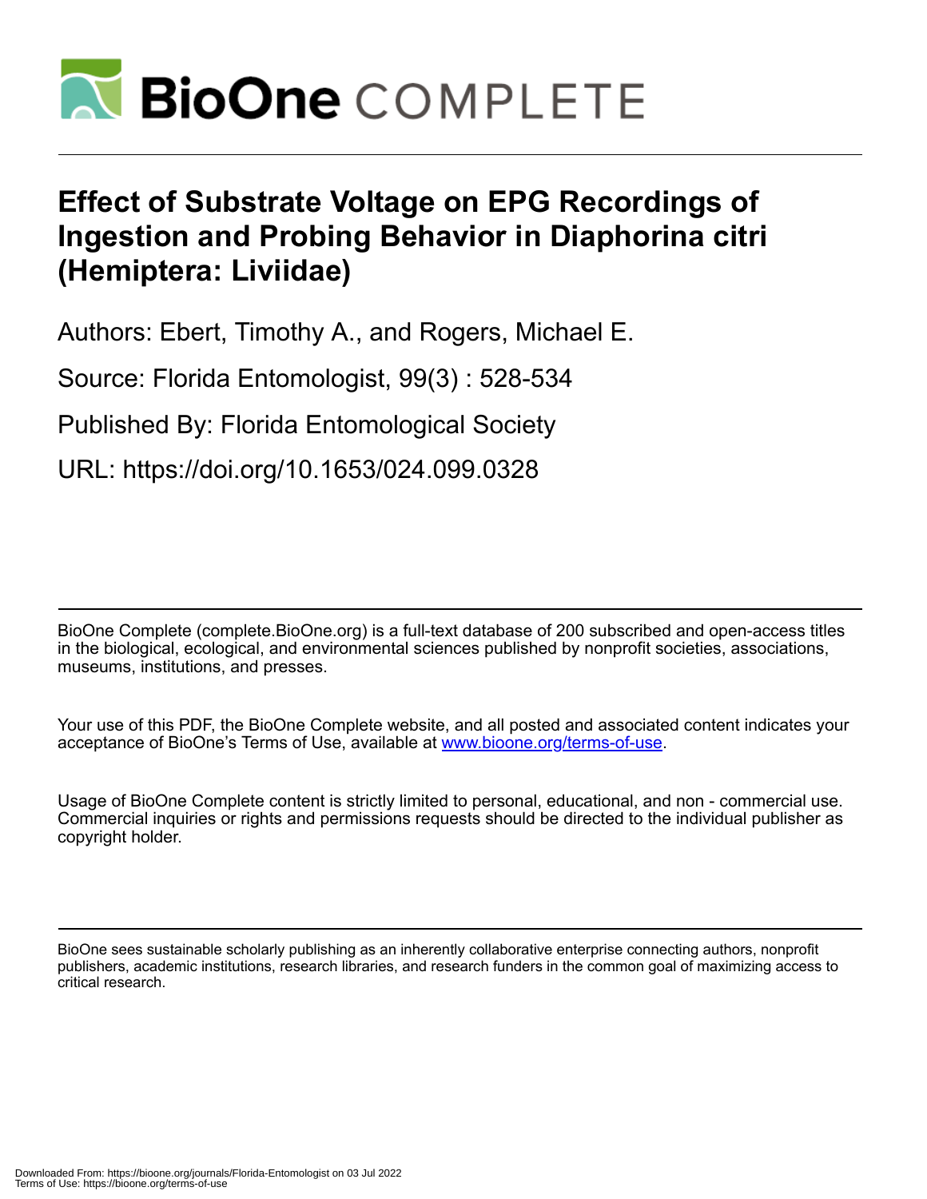# Effect of Substrate Voltage on EPG Recordings of Ingestion and Probing Behavior in Diaphorina citri (Hemiptera: Liviidae)

Authors: Ebert, Timothy A., and Rogers, Michael E.

Source: Florida Entomologist, 99(3) : 528-534

Published By: Florida Entomological Society

URL: https://doi.org/10.1653/024.099.0328

---

BioOne Complete (complete.BioOne.org) is a full-text database of 200 subscribed and open-access titles in the biological, ecological, and environmental sciences published by nonprofit societies, associations, museums, institutions, and presses.

Your use of this PDF, the BioOne Complete website, and all posted and associated content indicates your acceptance of BioOne's Terms of Use, available at www.bioone.org/terms-of-use.

Usage of BioOne Complete content is strictly limited to personal, educational, and non - commercial use. Commercial inquiries or rights and permissions requests should be directed to the individual publisher as copyright holder.

---

BioOne sees sustainable scholarly publishing as an inherently collaborative enterprise connecting authors, nonprofit publishers, academic institutions, research libraries, and research funders in the common goal of maximizing access to critical research.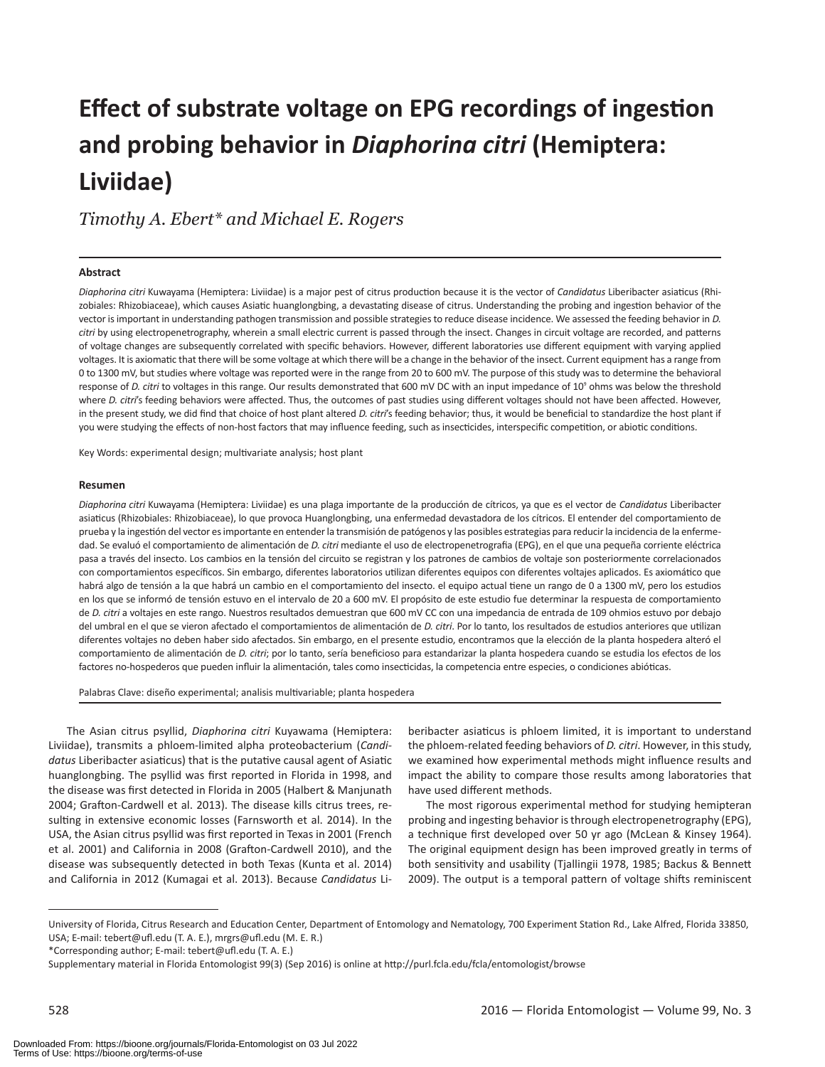# Effect of substrate voltage on EPG recordings of ingestion and probing behavior in *Diaphorina citri* (Hemiptera: Liviidae)

*Timothy A. Ebert\* and Michael E. Rogers*

## Abstract

*Diaphorina citri* Kuwayama (Hemiptera: Liviidae) is a major pest of citrus production because it is the vector of *Candidatus* Liberibacter asiaticus (Rhizobiales: Rhizobiaceae), which causes Asiatic huanglongbing, a devastating disease of citrus. Understanding the probing and ingestion behavior of the vector is important in understanding pathogen transmission and possible strategies to reduce disease incidence. We assessed the feeding behavior in *D. citri* by using electropenetrography, wherein a small electric current is passed through the insect. Changes in circuit voltage are recorded, and patterns of voltage changes are subsequently correlated with specific behaviors. However, different laboratories use different equipment with varying applied voltages. It is axiomatic that there will be some voltage at which there will be a change in the behavior of the insect. Current equipment has a range from 0 to 1300 mV, but studies where voltage was reported were in the range from 20 to 600 mV. The purpose of this study was to determine the behavioral response of *D. citri* to voltages in this range. Our results demonstrated that 600 mV DC with an input impedance of $10^9$ ohms was below the threshold where *D. citri*'s feeding behaviors were affected. Thus, the outcomes of past studies using different voltages should not have been affected. However, in the present study, we did find that choice of host plant altered *D. citri*'s feeding behavior; thus, it would be beneficial to standardize the host plant if you were studying the effects of non-host factors that may influence feeding, such as insecticides, interspecific competition, or abiotic conditions.

Key Words: experimental design; multivariate analysis; host plant

## Resumen

*Diaphorina citri* Kuwayama (Hemiptera: Liviidae) es una plaga importante de la producción de cítricos, ya que es el vector de *Candidatus* Liberibacter asiaticus (Rhizobiales: Rhizobiaceae), lo que provoca Huanglongbing, una enfermedad devastadora de los cítricos. El entender del comportamiento de prueba y la ingestión del vector es importante en entender la transmisión de patógenos y las posibles estrategias para reducir la incidencia de la enfermedad. Se evaluó el comportamiento de alimentación de *D. citri* mediante el uso de electropenetrografia (EPG), en el que una pequeña corriente eléctrica pasa a través del insecto. Los cambios en la tensión del circuito se registran y los patrones de cambios de voltaje son posteriormente correlacionados con comportamientos específicos. Sin embargo, diferentes laboratorios utilizan diferentes equipos con diferentes voltajes aplicados. Es axiomático que habrá algo de tensión a la que habrá un cambio en el comportamiento del insecto. el equipo actual tiene un rango de 0 a 1300 mV, pero los estudios en los que se informó de tensión estuvo en el intervalo de 20 a 600 mV. El propósito de este estudio fue determinar la respuesta de comportamiento de *D. citri* a voltajes en este rango. Nuestros resultados demuestran que 600 mV CC con una impedancia de entrada de 109 ohmios estuvo por debajo del umbral en el que se vieron afectado el comportamientos de alimentación de *D. citri*. Por lo tanto, los resultados de estudios anteriores que utilizan diferentes voltajes no deben haber sido afectados. Sin embargo, en el presente estudio, encontramos que la elección de la planta hospedera alteró el comportamiento de alimentación de *D. citri*; por lo tanto, sería beneficioso para estandarizar la planta hospedera cuando se estudia los efectos de los factores no-hospederos que pueden influir la alimentación, tales como insecticidas, la competencia entre especies, o condiciones abióticas.

Palabras Clave: diseño experimental; analisis multivariable; planta hospedera

The Asian citrus psyllid, *Diaphorina citri* Kuyawama (Hemiptera: Liviidae), transmits a phloem-limited alpha proteobacterium (*Candidatus* Liberibacter asiaticus) that is the putative causal agent of Asiatic huanglongbing. The psyllid was first reported in Florida in 1998, and the disease was first detected in Florida in 2005 (Halbert & Manjunath 2004; Grafton-Cardwell et al. 2013). The disease kills citrus trees, resulting in extensive economic losses (Farnsworth et al. 2014). In the USA, the Asian citrus psyllid was first reported in Texas in 2001 (French et al. 2001) and California in 2008 (Grafton-Cardwell 2010), and the disease was subsequently detected in both Texas (Kunta et al. 2014) and California in 2012 (Kumagai et al. 2013). Because *Candidatus* Liberibacter asiaticus is phloem limited, it is important to understand the phloem-related feeding behaviors of *D. citri*. However, in this study, we examined how experimental methods might influence results and impact the ability to compare those results among laboratories that have used different methods.

The most rigorous experimental method for studying hemipteran probing and ingesting behavior is through electropenetrography (EPG), a technique first developed over 50 yr ago (McLean & Kinsey 1964). The original equipment design has been improved greatly in terms of both sensitivity and usability (Tjallingii 1978, 1985; Backus & Bennett 2009). The output is a temporal pattern of voltage shifts reminiscent

University of Florida, Citrus Research and Education Center, Department of Entomology and Nematology, 700 Experiment Station Rd., Lake Alfred, Florida 33850, USA; E-mail: tebert@ufl.edu (T. A. E.), mrgrs@ufl.edu (M. E. R.)

\*Corresponding author; E-mail: tebert@ufl.edu (T. A. E.)

Supplementary material in Florida Entomologist 99(3) (Sep 2016) is online at http://purl.fcla.edu/fcla/entomologist/browse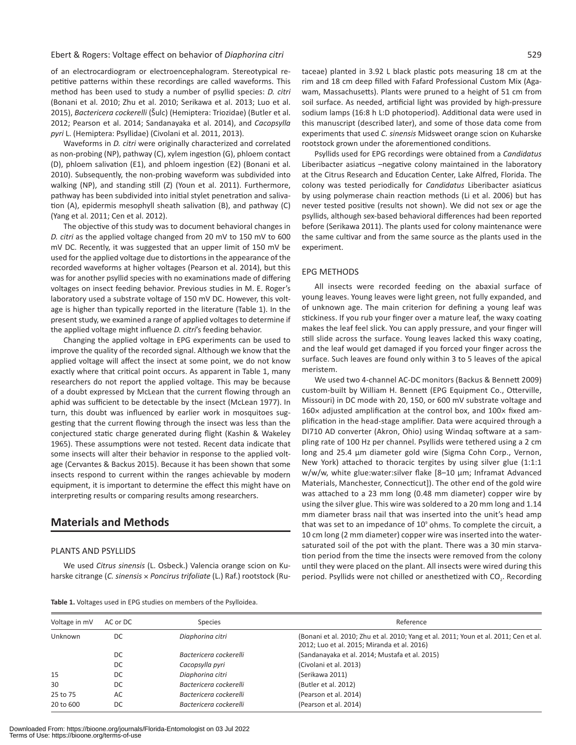of an electrocardiogram or electroencephalogram. Stereotypical repetitive patterns within these recordings are called waveforms. This method has been used to study a number of psyllid species: *D. citri* (Bonani et al. 2010; Zhu et al. 2010; Serikawa et al. 2013; Luo et al. 2015), *Bactericera cockerelli* (Šulc) (Hemiptera: Triozidae) (Butler et al. 2012; Pearson et al. 2014; Sandanayaka et al. 2014), and *Cacopsylla pyri* L. (Hemiptera: Psyllidae) (Civolani et al. 2011, 2013).

Waveforms in *D. citri* were originally characterized and correlated as non-probing (NP), pathway (C), xylem ingestion (G), phloem contact (D), phloem salivation (E1), and phloem ingestion (E2) (Bonani et al. 2010). Subsequently, the non-probing waveform was subdivided into walking (NP), and standing still (Z) (Youn et al. 2011). Furthermore, pathway has been subdivided into initial stylet penetration and salivation (A), epidermis mesophyll sheath salivation (B), and pathway (C) (Yang et al. 2011; Cen et al. 2012).

The objective of this study was to document behavioral changes in *D. citri* as the applied voltage changed from 20 mV to 150 mV to 600 mV DC. Recently, it was suggested that an upper limit of 150 mV be used for the applied voltage due to distortions in the appearance of the recorded waveforms at higher voltages (Pearson et al. 2014), but this was for another psyllid species with no examinations made of differing voltages on insect feeding behavior. Previous studies in M. E. Roger's laboratory used a substrate voltage of 150 mV DC. However, this voltage is higher than typically reported in the literature (Table 1). In the present study, we examined a range of applied voltages to determine if the applied voltage might influence *D. citri*'s feeding behavior.

Changing the applied voltage in EPG experiments can be used to improve the quality of the recorded signal. Although we know that the applied voltage will affect the insect at some point, we do not know exactly where that critical point occurs. As apparent in Table 1, many researchers do not report the applied voltage. This may be because of a doubt expressed by McLean that the current flowing through an aphid was sufficient to be detectable by the insect (McLean 1977). In turn, this doubt was influenced by earlier work in mosquitoes suggesting that the current flowing through the insect was less than the conjectured static charge generated during flight (Kashin & Wakeley 1965). These assumptions were not tested. Recent data indicate that some insects will alter their behavior in response to the applied voltage (Cervantes & Backus 2015). Because it has been shown that some insects respond to current within the ranges achievable by modern equipment, it is important to determine the effect this might have on interpreting results or comparing results among researchers.

## Materials and Methods

### PLANTS AND PSYLLIDS

We used *Citrus sinensis* (L. Osbeck.) Valencia orange scion on Kuharske citrange (*C. sinensis* × *Poncirus trifoliate* (L.) Raf.) rootstock (Rutaceae) planted in 3.92 L black plastic pots measuring 18 cm at the rim and 18 cm deep filled with Fafard Professional Custom Mix (Agawam, Massachusetts). Plants were pruned to a height of 51 cm from soil surface. As needed, artificial light was provided by high-pressure sodium lamps (16:8 h L:D photoperiod). Additional data were used in this manuscript (described later), and some of those data come from experiments that used *C. sinensis* Midsweet orange scion on Kuharske rootstock grown under the aforementioned conditions.

Psyllids used for EPG recordings were obtained from a *Candidatus* Liberibacter asiaticus –negative colony maintained in the laboratory at the Citrus Research and Education Center, Lake Alfred, Florida. The colony was tested periodically for *Candidatus* Liberibacter asiaticus by using polymerase chain reaction methods (Li et al. 2006) but has never tested positive (results not shown). We did not sex or age the psyllids, although sex-based behavioral differences had been reported before (Serikawa 2011). The plants used for colony maintenance were the same cultivar and from the same source as the plants used in the experiment.

### EPG METHODS

All insects were recorded feeding on the abaxial surface of young leaves. Young leaves were light green, not fully expanded, and of unknown age. The main criterion for defining a young leaf was stickiness. If you rub your finger over a mature leaf, the waxy coating makes the leaf feel slick. You can apply pressure, and your finger will still slide across the surface. Young leaves lacked this waxy coating, and the leaf would get damaged if you forced your finger across the surface. Such leaves are found only within 3 to 5 leaves of the apical meristem.

We used two 4-channel AC-DC monitors (Backus & Bennett 2009) custom-built by William H. Bennett (EPG Equipment Co., Otterville, Missouri) in DC mode with 20, 150, or 600 mV substrate voltage and 160× adjusted amplification at the control box, and 100× fixed amplification in the head-stage amplifier. Data were acquired through a DI710 AD converter (Akron, Ohio) using Windaq software at a sampling rate of 100 Hz per channel. Psyllids were tethered using a 2 cm long and 25.4 µm diameter gold wire (Sigma Cohn Corp., Vernon, New York) attached to thoracic tergites by using silver glue (1:1:1 w/w/w, white glue:water:silver flake [8–10 µm; Inframat Advanced Materials, Manchester, Connecticut]). The other end of the gold wire was attached to a 23 mm long (0.48 mm diameter) copper wire by using the silver glue. This wire was soldered to a 20 mm long and 1.14 mm diameter brass nail that was inserted into the unit's head amp that was set to an impedance of $10^9$ ohms. To complete the circuit, a 10 cm long (2 mm diameter) copper wire was inserted into the water-saturated soil of the pot with the plant. There was a 30 min starvation period from the time the insects were removed from the colony until they were placed on the plant. All insects were wired during this period. Psyllids were not chilled or anesthetized with $CO_2$. Recording

**Table 1.** Voltages used in EPG studies on members of the Psylloidea.

| Voltage in mV | AC or DC | Species | Reference |
|---|---|---|---|
| Unknown | DC | *Diaphorina citri* | (Bonani et al. 2010; Zhu et al. 2010; Yang et al. 2011; Youn et al. 2011; Cen et al. 2012; Luo et al. 2015; Miranda et al. 2016) |
| | DC | *Bactericera cockerelli* | (Sandanayaka et al. 2014; Mustafa et al. 2015) |
| | DC | *Cacopsylla pyri* | (Civolani et al. 2013) |
| 15 | DC | *Diaphorina citri* | (Serikawa 2011) |
| 30 | DC | *Bactericera cockerelli* | (Butler et al. 2012) |
| 25 to 75 | AC | *Bactericera cockerelli* | (Pearson et al. 2014) |
| 20 to 600 | DC | *Bactericera cockerelli* | (Pearson et al. 2014) |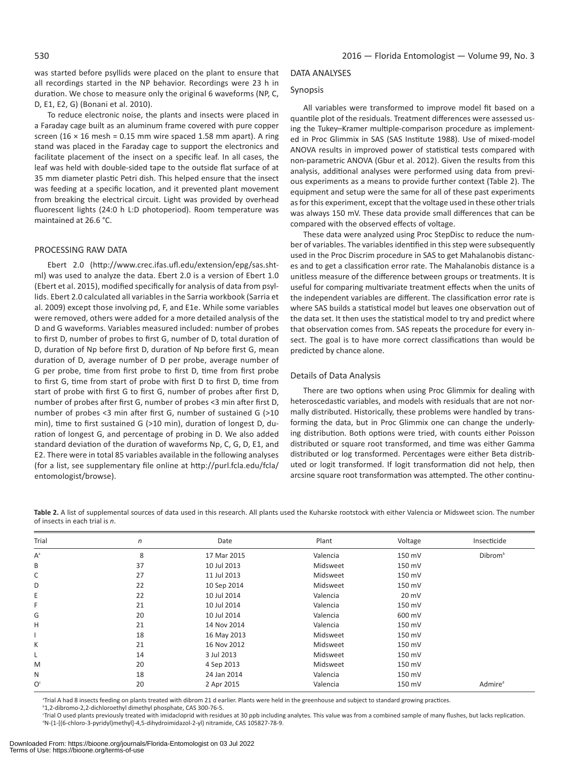was started before psyllids were placed on the plant to ensure that all recordings started in the NP behavior. Recordings were 23 h in duration. We chose to measure only the original 6 waveforms (NP, C, D, E1, E2, G) (Bonani et al. 2010).

To reduce electronic noise, the plants and insects were placed in a Faraday cage built as an aluminum frame covered with pure copper screen (16 × 16 mesh = 0.15 mm wire spaced 1.58 mm apart). A ring stand was placed in the Faraday cage to support the electronics and facilitate placement of the insect on a specific leaf. In all cases, the leaf was held with double-sided tape to the outside flat surface of at 35 mm diameter plastic Petri dish. This helped ensure that the insect was feeding at a specific location, and it prevented plant movement from breaking the electrical circuit. Light was provided by overhead fluorescent lights (24:0 h L:D photoperiod). Room temperature was maintained at 26.6 °C.

## PROCESSING RAW DATA

Ebert 2.0 (http://www.crec.ifas.ufl.edu/extension/epg/sas.shtml) was used to analyze the data. Ebert 2.0 is a version of Ebert 1.0 (Ebert et al. 2015), modified specifically for analysis of data from psyllids. Ebert 2.0 calculated all variables in the Sarria workbook (Sarria et al. 2009) except those involving pd, F, and E1e. While some variables were removed, others were added for a more detailed analysis of the D and G waveforms. Variables measured included: number of probes to first D, number of probes to first G, number of D, total duration of D, duration of Np before first D, duration of Np before first G, mean duration of D, average number of D per probe, average number of G per probe, time from first probe to first D, time from first probe to first G, time from start of probe with first D to first D, time from start of probe with first G to first G, number of probes after first D, number of probes after first G, number of probes <3 min after first D, number of probes <3 min after first G, number of sustained G (>10 min), time to first sustained G (>10 min), duration of longest D, duration of longest G, and percentage of probing in D. We also added standard deviation of the duration of waveforms Np, C, G, D, E1, and E2. There were in total 85 variables available in the following analyses (for a list, see supplementary file online at http://purl.fcla.edu/fcla/entomologist/browse).

## DATA ANALYSES

### Synopsis

All variables were transformed to improve model fit based on a quantile plot of the residuals. Treatment differences were assessed using the Tukey–Kramer multiple-comparison procedure as implemented in Proc Glimmix in SAS (SAS Institute 1988). Use of mixed-model ANOVA results in improved power of statistical tests compared with non-parametric ANOVA (Gbur et al. 2012). Given the results from this analysis, additional analyses were performed using data from previous experiments as a means to provide further context (Table 2). The equipment and setup were the same for all of these past experiments as for this experiment, except that the voltage used in these other trials was always 150 mV. These data provide small differences that can be compared with the observed effects of voltage.

These data were analyzed using Proc StepDisc to reduce the number of variables. The variables identified in this step were subsequently used in the Proc Discrim procedure in SAS to get Mahalanobis distances and to get a classification error rate. The Mahalanobis distance is a unitless measure of the difference between groups or treatments. It is useful for comparing multivariate treatment effects when the units of the independent variables are different. The classification error rate is where SAS builds a statistical model but leaves one observation out of the data set. It then uses the statistical model to try and predict where that observation comes from. SAS repeats the procedure for every insect. The goal is to have more correct classifications than would be predicted by chance alone.

### Details of Data Analysis

There are two options when using Proc Glimmix for dealing with heteroscedastic variables, and models with residuals that are not normally distributed. Historically, these problems were handled by transforming the data, but in Proc Glimmix one can change the underlying distribution. Both options were tried, with counts either Poisson distributed or square root transformed, and time was either Gamma distributed or log transformed. Percentages were either Beta distributed or logit transformed. If logit transformation did not help, then arcsine square root transformation was attempted. The other continu-

**Table 2.** A list of supplemental sources of data used in this research. All plants used the Kuharske rootstock with either Valencia or Midsweet scion. The number of insects in each trial is *n*.

| Trial | *n* | Date | Plant | Voltage | Insecticide |
|---|---|---|---|---|---|
| A[a] | 8 | 17 Mar 2015 | Valencia | 150 mV | Dibrom[b] |
| B | 37 | 10 Jul 2013 | Midsweet | 150 mV | |
| C | 27 | 11 Jul 2013 | Midsweet | 150 mV | |
| D | 22 | 10 Sep 2014 | Midsweet | 150 mV | |
| E | 22 | 10 Jul 2014 | Valencia | 20 mV | |
| F | 21 | 10 Jul 2014 | Valencia | 150 mV | |
| G | 20 | 10 Jul 2014 | Valencia | 600 mV | |
| H | 21 | 14 Nov 2014 | Valencia | 150 mV | |
| I | 18 | 16 May 2013 | Midsweet | 150 mV | |
| K | 21 | 16 Nov 2012 | Midsweet | 150 mV | |
| L | 14 | 3 Jul 2013 | Midsweet | 150 mV | |
| M | 20 | 4 Sep 2013 | Midsweet | 150 mV | |
| N | 18 | 24 Jan 2014 | Valencia | 150 mV | |
| O[c] | 20 | 2 Apr 2015 | Valencia | 150 mV | Admire[d] |

[a]Trial A had 8 insects feeding on plants treated with dibrom 21 d earlier. Plants were held in the greenhouse and subject to standard growing practices.
[b]1,2-dibromo-2,2-dichloroethyl dimethyl phosphate, CAS 300-76-5.
[c]Trial O used plants previously treated with imidacloprid with residues at 30 ppb including analytes. This value was from a combined sample of many flushes, but lacks replication.
[d]N-(1-[(6-chloro-3-pyridyl)methyl]-4,5-dihydroimidazol-2-yl) nitramide, CAS 105827-78-9.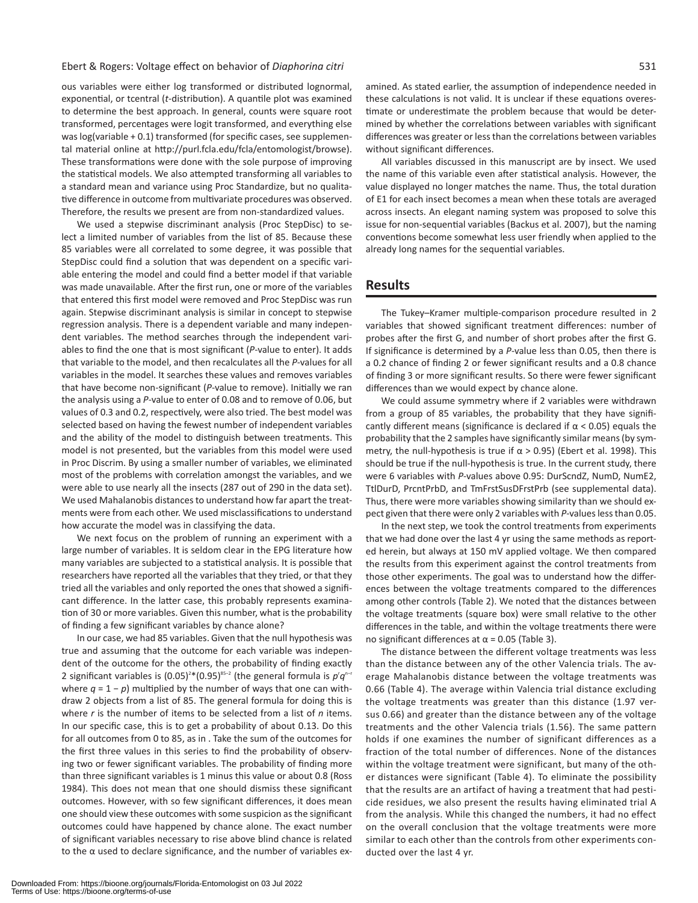ous variables were either log transformed or distributed lognormal, exponential, or tcentral (*t*-distribution). A quantile plot was examined to determine the best approach. In general, counts were square root transformed, percentages were logit transformed, and everything else was log(variable + 0.1) transformed (for specific cases, see supplemental material online at http://purl.fcla.edu/fcla/entomologist/browse). These transformations were done with the sole purpose of improving the statistical models. We also attempted transforming all variables to a standard mean and variance using Proc Standardize, but no qualitative difference in outcome from multivariate procedures was observed. Therefore, the results we present are from non-standardized values.

We used a stepwise discriminant analysis (Proc StepDisc) to select a limited number of variables from the list of 85. Because these 85 variables were all correlated to some degree, it was possible that StepDisc could find a solution that was dependent on a specific variable entering the model and could find a better model if that variable was made unavailable. After the first run, one or more of the variables that entered this first model were removed and Proc StepDisc was run again. Stepwise discriminant analysis is similar in concept to stepwise regression analysis. There is a dependent variable and many independent variables. The method searches through the independent variables to find the one that is most significant (*P*-value to enter). It adds that variable to the model, and then recalculates all the *P*-values for all variables in the model. It searches these values and removes variables that have become non-significant (*P*-value to remove). Initially we ran the analysis using a *P*-value to enter of 0.08 and to remove of 0.06, but values of 0.3 and 0.2, respectively, were also tried. The best model was selected based on having the fewest number of independent variables and the ability of the model to distinguish between treatments. This model is not presented, but the variables from this model were used in Proc Discrim. By using a smaller number of variables, we eliminated most of the problems with correlation amongst the variables, and we were able to use nearly all the insects (287 out of 290 in the data set). We used Mahalanobis distances to understand how far apart the treatments were from each other. We used misclassifications to understand how accurate the model was in classifying the data.

We next focus on the problem of running an experiment with a large number of variables. It is seldom clear in the EPG literature how many variables are subjected to a statistical analysis. It is possible that researchers have reported all the variables that they tried, or that they tried all the variables and only reported the ones that showed a significant difference. In the latter case, this probably represents examination of 30 or more variables. Given this number, what is the probability of finding a few significant variables by chance alone?

In our case, we had 85 variables. Given that the null hypothesis was true and assuming that the outcome for each variable was independent of the outcome for the others, the probability of finding exactly 2 significant variables is $(0.05)^2 * (0.95)^{85-2}$ (the general formula is $p^r q^{n-r}$ where $q = 1 - p$) multiplied by the number of ways that one can withdraw 2 objects from a list of 85. The general formula for doing this is where *r* is the number of items to be selected from a list of *n* items. In our specific case, this is to get a probability of about 0.13. Do this for all outcomes from 0 to 85, as in . Take the sum of the outcomes for the first three values in this series to find the probability of observing two or fewer significant variables. The probability of finding more than three significant variables is 1 minus this value or about 0.8 (Ross 1984). This does not mean that one should dismiss these significant outcomes. However, with so few significant differences, it does mean one should view these outcomes with some suspicion as the significant outcomes could have happened by chance alone. The exact number of significant variables necessary to rise above blind chance is related to the α used to declare significance, and the number of variables examined. As stated earlier, the assumption of independence needed in these calculations is not valid. It is unclear if these equations overestimate or underestimate the problem because that would be determined by whether the correlations between variables with significant differences was greater or less than the correlations between variables without significant differences.

All variables discussed in this manuscript are by insect. We used the name of this variable even after statistical analysis. However, the value displayed no longer matches the name. Thus, the total duration of E1 for each insect becomes a mean when these totals are averaged across insects. An elegant naming system was proposed to solve this issue for non-sequential variables (Backus et al. 2007), but the naming conventions become somewhat less user friendly when applied to the already long names for the sequential variables.

## Results

The Tukey–Kramer multiple-comparison procedure resulted in 2 variables that showed significant treatment differences: number of probes after the first G, and number of short probes after the first G. If significance is determined by a *P*-value less than 0.05, then there is a 0.2 chance of finding 2 or fewer significant results and a 0.8 chance of finding 3 or more significant results. So there were fewer significant differences than we would expect by chance alone.

We could assume symmetry where if 2 variables were withdrawn from a group of 85 variables, the probability that they have significantly different means (significance is declared if $\alpha < 0.05$) equals the probability that the 2 samples have significantly similar means (by symmetry, the null-hypothesis is true if $\alpha > 0.95$) (Ebert et al. 1998). This should be true if the null-hypothesis is true. In the current study, there were 6 variables with *P*-values above 0.95: DurScndZ, NumD, NumE2, TtlDurD, PrcntPrbD, and TmFrstSusDFrstPrb (see supplemental data). Thus, there were more variables showing similarity than we should expect given that there were only 2 variables with *P*-values less than 0.05.

In the next step, we took the control treatments from experiments that we had done over the last 4 yr using the same methods as reported herein, but always at 150 mV applied voltage. We then compared the results from this experiment against the control treatments from those other experiments. The goal was to understand how the differences between the voltage treatments compared to the differences among other controls (Table 2). We noted that the distances between the voltage treatments (square box) were small relative to the other differences in the table, and within the voltage treatments there were no significant differences at $\alpha = 0.05$ (Table 3).

The distance between the different voltage treatments was less than the distance between any of the other Valencia trials. The average Mahalanobis distance between the voltage treatments was 0.66 (Table 4). The average within Valencia trial distance excluding the voltage treatments was greater than this distance (1.97 versus 0.66) and greater than the distance between any of the voltage treatments and the other Valencia trials (1.56). The same pattern holds if one examines the number of significant differences as a fraction of the total number of differences. None of the distances within the voltage treatment were significant, but many of the other distances were significant (Table 4). To eliminate the possibility that the results are an artifact of having a treatment that had pesticide residues, we also present the results having eliminated trial A from the analysis. While this changed the numbers, it had no effect on the overall conclusion that the voltage treatments were more similar to each other than the controls from other experiments conducted over the last 4 yr.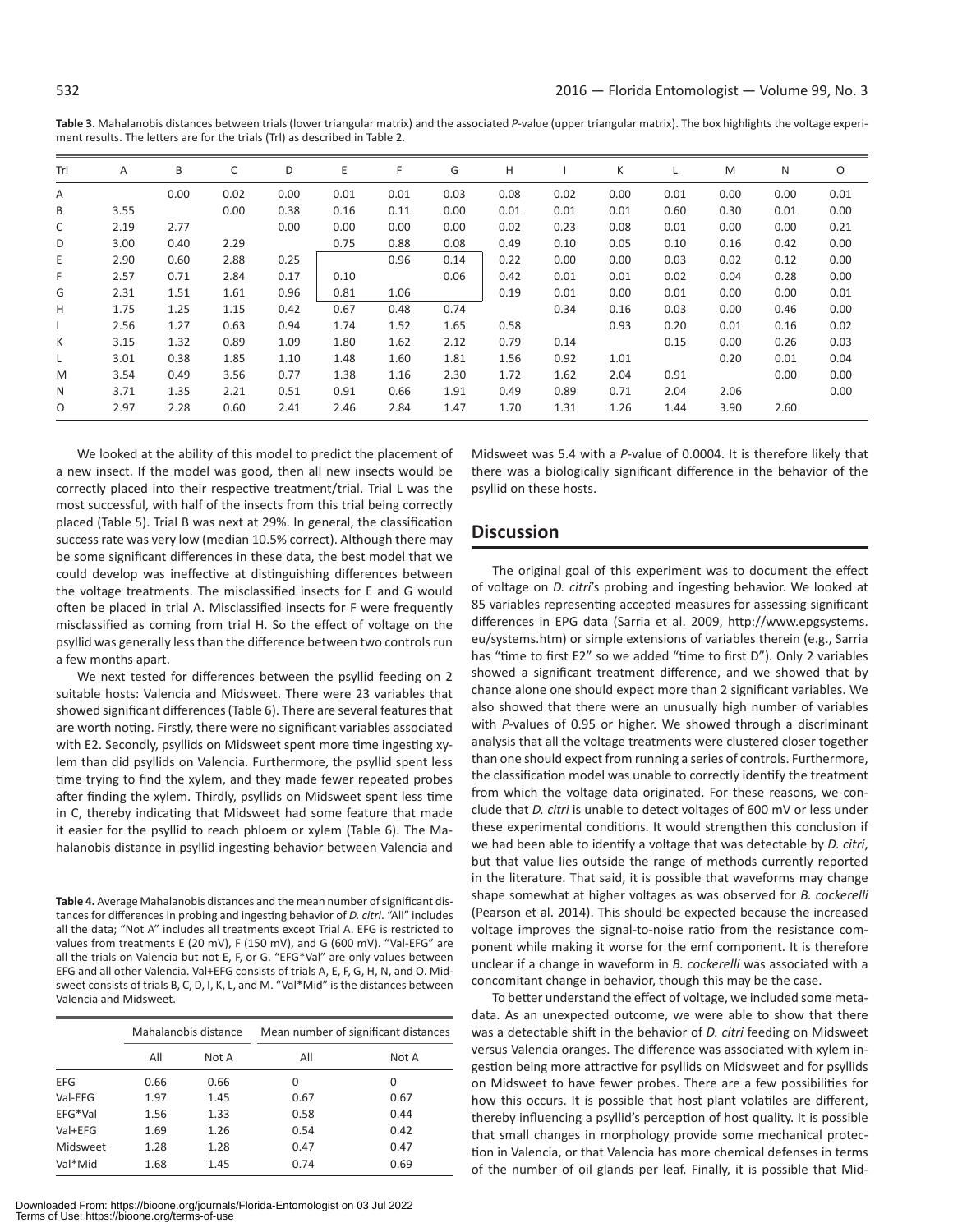**Table 3.** Mahalanobis distances between trials (lower triangular matrix) and the associated *P*-value (upper triangular matrix). The box highlights the voltage experiment results. The letters are for the trials (Trl) as described in Table 2.

| Trl | A | B | C | D | E | F | G | H | I | K | L | M | N | O |
|---|---|---|---|---|---|---|---|---|---|---|---|---|---|---|
| A | | 0.00 | 0.02 | 0.00 | 0.01 | 0.01 | 0.03 | 0.08 | 0.02 | 0.00 | 0.01 | 0.00 | 0.00 | 0.01 |
| B | 3.55 | | 0.00 | 0.38 | 0.16 | 0.11 | 0.00 | 0.01 | 0.01 | 0.01 | 0.60 | 0.30 | 0.01 | 0.00 |
| C | 2.19 | 2.77 | | 0.00 | 0.00 | 0.00 | 0.00 | 0.02 | 0.23 | 0.08 | 0.01 | 0.00 | 0.00 | 0.21 |
| D | 3.00 | 0.40 | 2.29 | | 0.75 | 0.88 | 0.08 | 0.49 | 0.10 | 0.05 | 0.10 | 0.16 | 0.42 | 0.00 |
| E | 2.90 | 0.60 | 2.88 | 0.25 | | 0.96 | 0.14 | 0.22 | 0.00 | 0.00 | 0.03 | 0.02 | 0.12 | 0.00 |
| F | 2.57 | 0.71 | 2.84 | 0.17 | 0.10 | | 0.06 | 0.42 | 0.01 | 0.01 | 0.02 | 0.04 | 0.28 | 0.00 |
| G | 2.31 | 1.51 | 1.61 | 0.96 | 0.81 | 1.06 | | 0.19 | 0.01 | 0.00 | 0.01 | 0.00 | 0.00 | 0.01 |
| H | 1.75 | 1.25 | 1.15 | 0.42 | 0.67 | 0.48 | 0.74 | | 0.34 | 0.16 | 0.03 | 0.00 | 0.46 | 0.00 |
| I | 2.56 | 1.27 | 0.63 | 0.94 | 1.74 | 1.52 | 1.65 | 0.58 | | 0.93 | 0.20 | 0.01 | 0.16 | 0.02 |
| K | 3.15 | 1.32 | 0.89 | 1.09 | 1.80 | 1.62 | 2.12 | 0.79 | 0.14 | | 0.15 | 0.00 | 0.26 | 0.03 |
| L | 3.01 | 0.38 | 1.85 | 1.10 | 1.48 | 1.60 | 1.81 | 1.56 | 0.92 | 1.01 | | 0.20 | 0.01 | 0.04 |
| M | 3.54 | 0.49 | 3.56 | 0.77 | 1.38 | 1.16 | 2.30 | 1.72 | 1.62 | 2.04 | 0.91 | | 0.00 | 0.00 |
| N | 3.71 | 1.35 | 2.21 | 0.51 | 0.91 | 0.66 | 1.91 | 0.49 | 0.89 | 0.71 | 2.04 | 2.06 | | 0.00 |
| O | 2.97 | 2.28 | 0.60 | 2.41 | 2.46 | 2.84 | 1.47 | 1.70 | 1.31 | 1.26 | 1.44 | 3.90 | 2.60 | |

We looked at the ability of this model to predict the placement of a new insect. If the model was good, then all new insects would be correctly placed into their respective treatment/trial. Trial L was the most successful, with half of the insects from this trial being correctly placed (Table 5). Trial B was next at 29%. In general, the classification success rate was very low (median 10.5% correct). Although there may be some significant differences in these data, the best model that we could develop was ineffective at distinguishing differences between the voltage treatments. The misclassified insects for E and G would often be placed in trial A. Misclassified insects for F were frequently misclassified as coming from trial H. So the effect of voltage on the psyllid was generally less than the difference between two controls run a few months apart.

We next tested for differences between the psyllid feeding on 2 suitable hosts: Valencia and Midsweet. There were 23 variables that showed significant differences (Table 6). There are several features that are worth noting. Firstly, there were no significant variables associated with E2. Secondly, psyllids on Midsweet spent more time ingesting xylem than did psyllids on Valencia. Furthermore, the psyllid spent less time trying to find the xylem, and they made fewer repeated probes after finding the xylem. Thirdly, psyllids on Midsweet spent less time in C, thereby indicating that Midsweet had some feature that made it easier for the psyllid to reach phloem or xylem (Table 6). The Mahalanobis distance in psyllid ingesting behavior between Valencia and Midsweet was 5.4 with a *P*-value of 0.0004. It is therefore likely that there was a biologically significant difference in the behavior of the psyllid on these hosts.

**Table 4.** Average Mahalanobis distances and the mean number of significant distances for differences in probing and ingesting behavior of *D. citri*. "All" includes all the data; "Not A" includes all treatments except Trial A. EFG is restricted to values from treatments E (20 mV), F (150 mV), and G (600 mV). "Val-EFG" are all the trials on Valencia but not E, F, or G. "EFG*Val" are only values between EFG and all other Valencia. Val+EFG consists of trials A, E, F, G, H, N, and O. Midsweet consists of trials B, C, D, I, K, L, and M. "Val*Mid" is the distances between Valencia and Midsweet.

| | Mahalanobis distance | | Mean number of significant distances | |
|---|---|---|---|---|
| | All | Not A | All | Not A |
| EFG | 0.66 | 0.66 | 0 | 0 |
| Val-EFG | 1.97 | 1.45 | 0.67 | 0.67 |
| EFG*Val | 1.56 | 1.33 | 0.58 | 0.44 |
| Val+EFG | 1.69 | 1.26 | 0.54 | 0.42 |
| Midsweet | 1.28 | 1.28 | 0.47 | 0.47 |
| Val*Mid | 1.68 | 1.45 | 0.74 | 0.69 |

## Discussion

The original goal of this experiment was to document the effect of voltage on *D. citri*'s probing and ingesting behavior. We looked at 85 variables representing accepted measures for assessing significant differences in EPG data (Sarria et al. 2009, http://www.epgsystems.eu/systems.htm) or simple extensions of variables therein (e.g., Sarria has "time to first E2" so we added "time to first D"). Only 2 variables showed a significant treatment difference, and we showed that by chance alone one should expect more than 2 significant variables. We also showed that there were an unusually high number of variables with *P*-values of 0.95 or higher. We showed through a discriminant analysis that all the voltage treatments were clustered closer together than one should expect from running a series of controls. Furthermore, the classification model was unable to correctly identify the treatment from which the voltage data originated. For these reasons, we conclude that *D. citri* is unable to detect voltages of 600 mV or less under these experimental conditions. It would strengthen this conclusion if we had been able to identify a voltage that was detectable by *D. citri*, but that value lies outside the range of methods currently reported in the literature. That said, it is possible that waveforms may change shape somewhat at higher voltages as was observed for *B. cockerelli* (Pearson et al. 2014). This should be expected because the increased voltage improves the signal-to-noise ratio from the resistance component while making it worse for the emf component. It is therefore unclear if a change in waveform in *B. cockerelli* was associated with a concomitant change in behavior, though this may be the case.

To better understand the effect of voltage, we included some metadata. As an unexpected outcome, we were able to show that there was a detectable shift in the behavior of *D. citri* feeding on Midsweet versus Valencia oranges. The difference was associated with xylem ingestion being more attractive for psyllids on Midsweet and for psyllids on Midsweet to have fewer probes. There are a few possibilities for how this occurs. It is possible that host plant volatiles are different, thereby influencing a psyllid's perception of host quality. It is possible that small changes in morphology provide some mechanical protection in Valencia, or that Valencia has more chemical defenses in terms of the number of oil glands per leaf. Finally, it is possible that Mid-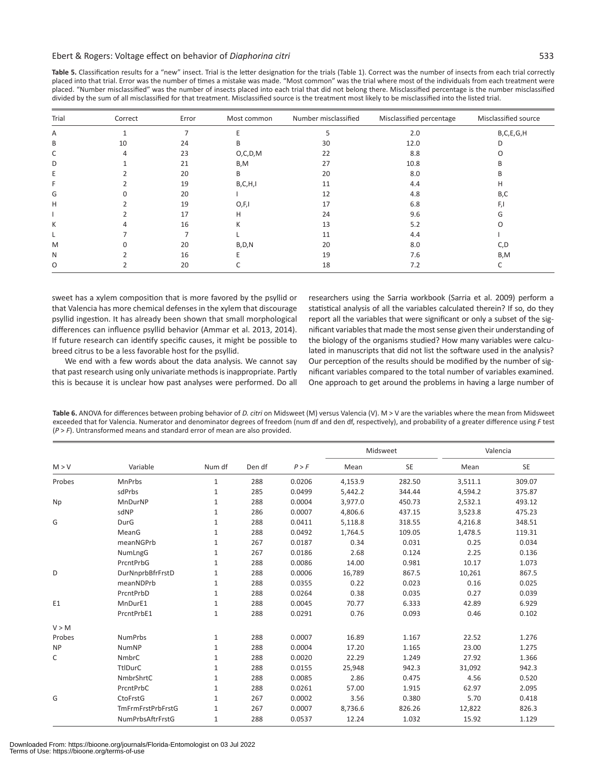**Table 5.** Classification results for a "new" insect. Trial is the letter designation for the trials (Table 1). Correct was the number of insects from each trial correctly placed into that trial. Error was the number of times a mistake was made. "Most common" was the trial where most of the individuals from each treatment were placed. "Number misclassified" was the number of insects placed into each trial that did not belong there. Misclassified percentage is the number misclassified divided by the sum of all misclassified for that treatment. Misclassified source is the treatment most likely to be misclassified into the listed trial.

| Trial | Correct | Error | Most common | Number misclassified | Misclassified percentage | Misclassified source |
|---|---|---|---|---|---|---|
| A | 1 | 7 | E | 5 | 2.0 | B,C,E,G,H |
| B | 10 | 24 | B | 30 | 12.0 | D |
| C | 4 | 23 | O,C,D,M | 22 | 8.8 | O |
| D | 1 | 21 | B,M | 27 | 10.8 | B |
| E | 2 | 20 | B | 20 | 8.0 | B |
| F | 2 | 19 | B,C,H,I | 11 | 4.4 | H |
| G | 0 | 20 | I | 12 | 4.8 | B,C |
| H | 2 | 19 | O,F,I | 17 | 6.8 | F,I |
| I | 2 | 17 | H | 24 | 9.6 | G |
| K | 4 | 16 | K | 13 | 5.2 | O |
| L | 7 | 7 | L | 11 | 4.4 | I |
| M | 0 | 20 | B,D,N | 20 | 8.0 | C,D |
| N | 2 | 16 | E | 19 | 7.6 | B,M |
| O | 2 | 20 | C | 18 | 7.2 | C |

sweet has a xylem composition that is more favored by the psyllid or that Valencia has more chemical defenses in the xylem that discourage psyllid ingestion. It has already been shown that small morphological differences can influence psyllid behavior (Ammar et al. 2013, 2014). If future research can identify specific causes, it might be possible to breed citrus to be a less favorable host for the psyllid.

We end with a few words about the data analysis. We cannot say that past research using only univariate methods is inappropriate. Partly this is because it is unclear how past analyses were performed. Do all researchers using the Sarria workbook (Sarria et al. 2009) perform a statistical analysis of all the variables calculated therein? If so, do they report all the variables that were significant or only a subset of the significant variables that made the most sense given their understanding of the biology of the organisms studied? How many variables were calculated in manuscripts that did not list the software used in the analysis? Our perception of the results should be modified by the number of significant variables compared to the total number of variables examined. One approach to get around the problems in having a large number of

**Table 6.** ANOVA for differences between probing behavior of *D. citri* on Midsweet (M) versus Valencia (V). M > V are the variables where the mean from Midsweet exceeded that for Valencia. Numerator and denominator degrees of freedom (num df and den df, respectively), and probability of a greater difference using *F* test ($P > F$). Untransformed means and standard error of mean are also provided.

| | | | | | Midsweet | | Valencia | |
|---|---|---|---|---|---|---|---|---|
| M > V | Variable | Num df | Den df | $P > F$ | Mean | SE | Mean | SE |
| Probes | MnPrbs | 1 | 288 | 0.0206 | 4,153.9 | 282.50 | 3,511.1 | 309.07 |
| | sdPrbs | 1 | 285 | 0.0499 | 5,442.2 | 344.44 | 4,594.2 | 375.87 |
| Np | MnDurNP | 1 | 288 | 0.0004 | 3,977.0 | 450.73 | 2,532.1 | 493.12 |
| | sdNP | 1 | 286 | 0.0007 | 4,806.6 | 437.15 | 3,523.8 | 475.23 |
| G | DurG | 1 | 288 | 0.0411 | 5,118.8 | 318.55 | 4,216.8 | 348.51 |
| | MeanG | 1 | 288 | 0.0492 | 1,764.5 | 109.05 | 1,478.5 | 119.31 |
| | meanNGPrb | 1 | 267 | 0.0187 | 0.34 | 0.031 | 0.25 | 0.034 |
| | NumLngG | 1 | 267 | 0.0186 | 2.68 | 0.124 | 2.25 | 0.136 |
| | PrcntPrbG | 1 | 288 | 0.0086 | 14.00 | 0.981 | 10.17 | 1.073 |
| D | DurNnprbBfrFrstD | 1 | 288 | 0.0006 | 16,789 | 867.5 | 10,261 | 867.5 |
| | meanNDPrb | 1 | 288 | 0.0355 | 0.22 | 0.023 | 0.16 | 0.025 |
| | PrcntPrbD | 1 | 288 | 0.0264 | 0.38 | 0.035 | 0.27 | 0.039 |
| E1 | MnDurE1 | 1 | 288 | 0.0045 | 70.77 | 6.333 | 42.89 | 6.929 |
| | PrcntPrbE1 | 1 | 288 | 0.0291 | 0.76 | 0.093 | 0.46 | 0.102 |
| V > M | | | | | | | | |
| Probes | NumPrbs | 1 | 288 | 0.0007 | 16.89 | 1.167 | 22.52 | 1.276 |
| NP | NumNP | 1 | 288 | 0.0004 | 17.20 | 1.165 | 23.00 | 1.275 |
| C | NmbrC | 1 | 288 | 0.0020 | 22.29 | 1.249 | 27.92 | 1.366 |
| | TtlDurC | 1 | 288 | 0.0155 | 25,948 | 942.3 | 31,092 | 942.3 |
| | NmbrShrtC | 1 | 288 | 0.0085 | 2.86 | 0.475 | 4.56 | 0.520 |
| | PrcntPrbC | 1 | 288 | 0.0261 | 57.00 | 1.915 | 62.97 | 2.095 |
| G | CtoFrstG | 1 | 267 | 0.0002 | 3.56 | 0.380 | 5.70 | 0.418 |
| | TmFrmFrstPrbFrstG | 1 | 267 | 0.0007 | 8,736.6 | 826.26 | 12,822 | 826.3 |
| | NumPrbsAftrFrstG | 1 | 288 | 0.0537 | 12.24 | 1.032 | 15.92 | 1.129 |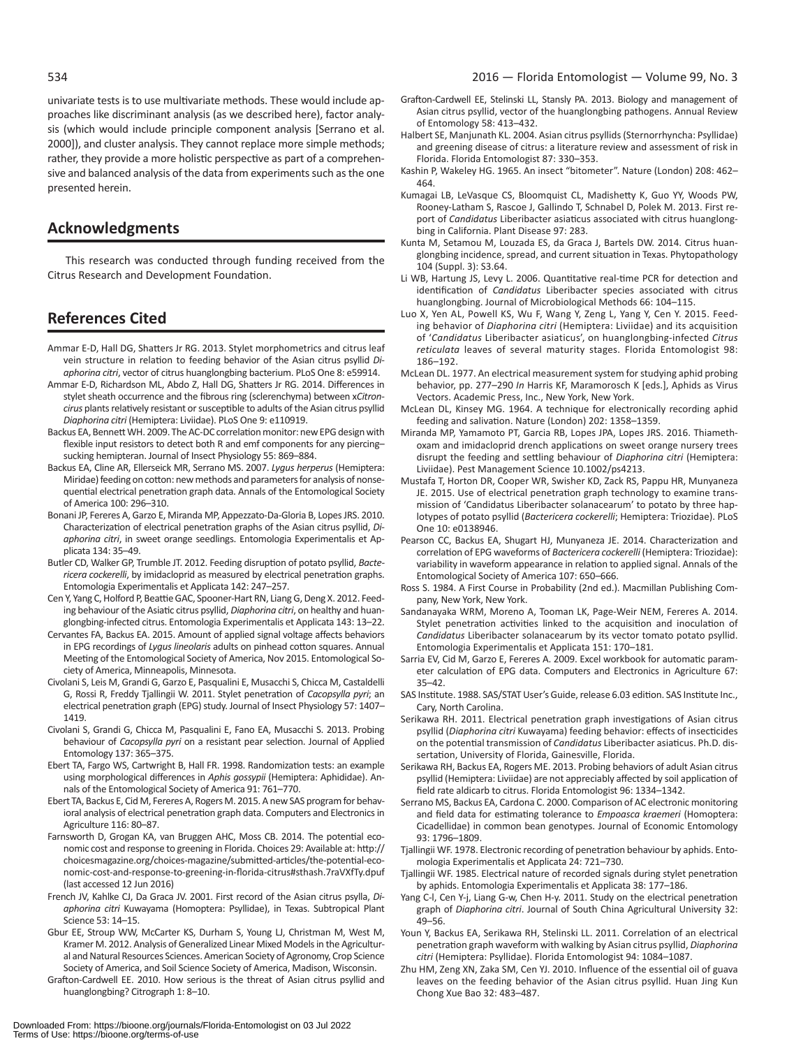univariate tests is to use multivariate methods. These would include approaches like discriminant analysis (as we described here), factor analysis (which would include principle component analysis [Serrano et al. 2000]), and cluster analysis. They cannot replace more simple methods; rather, they provide a more holistic perspective as part of a comprehensive and balanced analysis of the data from experiments such as the one presented herein.

## Acknowledgments

This research was conducted through funding received from the Citrus Research and Development Foundation.

## References Cited

Ammar E-D, Hall DG, Shatters Jr RG. 2013. Stylet morphometrics and citrus leaf vein structure in relation to feeding behavior of the Asian citrus psyllid *Diaphorina citri*, vector of citrus huanglongbing bacterium. PLoS One 8: e59914.

Ammar E-D, Richardson ML, Abdo Z, Hall DG, Shatters Jr RG. 2014. Differences in stylet sheath occurrence and the fibrous ring (sclerenchyma) between x*Citroncirus* plants relatively resistant or susceptible to adults of the Asian citrus psyllid *Diaphorina citri* (Hemiptera: Liviidae). PLoS One 9: e110919.

Backus EA, Bennett WH. 2009. The AC-DC correlation monitor: new EPG design with flexible input resistors to detect both R and emf components for any piercing–sucking hemipteran. Journal of Insect Physiology 55: 869–884.

Backus EA, Cline AR, Ellerseick MR, Serrano MS. 2007. *Lygus herperus* (Hemiptera: Miridae) feeding on cotton: new methods and parameters for analysis of nonsequential electrical penetration graph data. Annals of the Entomological Society of America 100: 296–310.

Bonani JP, Fereres A, Garzo E, Miranda MP, Appezzato-Da-Gloria B, Lopes JRS. 2010. Characterization of electrical penetration graphs of the Asian citrus psyllid, *Diaphorina citri*, in sweet orange seedlings. Entomologia Experimentalis et Applicata 134: 35–49.

Butler CD, Walker GP, Trumble JT. 2012. Feeding disruption of potato psyllid, *Bactericera cockerelli*, by imidacloprid as measured by electrical penetration graphs. Entomologia Experimentalis et Applicata 142: 247–257.

Cen Y, Yang C, Holford P, Beattie GAC, Spooner-Hart RN, Liang G, Deng X. 2012. Feeding behaviour of the Asiatic citrus psyllid, *Diaphorina citri*, on healthy and huanglongbing-infected citrus. Entomologia Experimentalis et Applicata 143: 13–22.

Cervantes FA, Backus EA. 2015. Amount of applied signal voltage affects behaviors in EPG recordings of *Lygus lineolaris* adults on pinhead cotton squares. Annual Meeting of the Entomological Society of America, Nov 2015. Entomological Society of America, Minneapolis, Minnesota.

Civolani S, Leis M, Grandi G, Garzo E, Pasqualini E, Musacchi S, Chicca M, Castaldelli G, Rossi R, Freddy Tjallingii W. 2011. Stylet penetration of *Cacopsylla pyri*; an electrical penetration graph (EPG) study. Journal of Insect Physiology 57: 1407–1419.

Civolani S, Grandi G, Chicca M, Pasqualini E, Fano EA, Musacchi S. 2013. Probing behaviour of *Cacopsylla pyri* on a resistant pear selection. Journal of Applied Entomology 137: 365–375.

Ebert TA, Fargo WS, Cartwright B, Hall FR. 1998. Randomization tests: an example using morphological differences in *Aphis gossypii* (Hemiptera: Aphididae). Annals of the Entomological Society of America 91: 761–770.

Ebert TA, Backus E, Cid M, Fereres A, Rogers M. 2015. A new SAS program for behavioral analysis of electrical penetration graph data. Computers and Electronics in Agriculture 116: 80–87.

Farnsworth D, Grogan KA, van Bruggen AHC, Moss CB. 2014. The potential economic cost and response to greening in Florida. Choices 29: Available at: http://choicesmagazine.org/choices-magazine/submitted-articles/the-potential-economic-cost-and-response-to-greening-in-florida-citrus#sthash.7raVXfTy.dpuf (last accessed 12 Jun 2016)

French JV, Kahlke CJ, Da Graca JV. 2001. First record of the Asian citrus psylla, *Diaphorina citri* Kuwayama (Homoptera: Psyllidae), in Texas. Subtropical Plant Science 53: 14–15.

Gbur EE, Stroup WW, McCarter KS, Durham S, Young LJ, Christman M, West M, Kramer M. 2012. Analysis of Generalized Linear Mixed Models in the Agricultural and Natural Resources Sciences. American Society of Agronomy, Crop Science Society of America, and Soil Science Society of America, Madison, Wisconsin.

Grafton-Cardwell EE. 2010. How serious is the threat of Asian citrus psyllid and huanglongbing? Citrograph 1: 8–10.

Grafton-Cardwell EE, Stelinski LL, Stansly PA. 2013. Biology and management of Asian citrus psyllid, vector of the huanglongbing pathogens. Annual Review of Entomology 58: 413–432.

Halbert SE, Manjunath KL. 2004. Asian citrus psyllids (Sternorrhyncha: Psyllidae) and greening disease of citrus: a literature review and assessment of risk in Florida. Florida Entomologist 87: 330–353.

Kashin P, Wakeley HG. 1965. An insect "bitometer". Nature (London) 208: 462–464.

Kumagai LB, LeVasque CS, Bloomquist CL, Madishetty K, Guo YY, Woods PW, Rooney-Latham S, Rascoe J, Gallindo T, Schnabel D, Polek M. 2013. First report of *Candidatus* Liberibacter asiaticus associated with citrus huanglongbing in California. Plant Disease 97: 283.

Kunta M, Setamou M, Louzada ES, da Graca J, Bartels DW. 2014. Citrus huanglongbing incidence, spread, and current situation in Texas. Phytopathology 104 (Suppl. 3): S3.64.

Li WB, Hartung JS, Levy L. 2006. Quantitative real-time PCR for detection and identification of *Candidatus* Liberibacter species associated with citrus huanglongbing. Journal of Microbiological Methods 66: 104–115.

Luo X, Yen AL, Powell KS, Wu F, Wang Y, Zeng L, Yang Y, Cen Y. 2015. Feeding behavior of *Diaphorina citri* (Hemiptera: Liviidae) and its acquisition of '*Candidatus* Liberibacter asiaticus', on huanglongbing-infected *Citrus reticulata* leaves of several maturity stages. Florida Entomologist 98: 186–192.

McLean DL. 1977. An electrical measurement system for studying aphid probing behavior, pp. 277–290 *In* Harris KF, Maramorosch K [eds.], Aphids as Virus Vectors. Academic Press, Inc., New York, New York.

McLean DL, Kinsey MG. 1964. A technique for electronically recording aphid feeding and salivation. Nature (London) 202: 1358–1359.

Miranda MP, Yamamoto PT, Garcia RB, Lopes JPA, Lopes JRS. 2016. Thiamethoxam and imidacloprid drench applications on sweet orange nursery trees disrupt the feeding and settling behaviour of *Diaphorina citri* (Hemiptera: Liviidae). Pest Management Science 10.1002/ps4213.

Mustafa T, Horton DR, Cooper WR, Swisher KD, Zack RS, Pappu HR, Munyaneza JE. 2015. Use of electrical penetration graph technology to examine transmission of 'Candidatus Liberibacter solanacearum' to potato by three haplotypes of potato psyllid (*Bactericera cockerelli*; Hemiptera: Triozidae). PLoS One 10: e0138946.

Pearson CC, Backus EA, Shugart HJ, Munyaneza JE. 2014. Characterization and correlation of EPG waveforms of *Bactericera cockerelli* (Hemiptera: Triozidae): variability in waveform appearance in relation to applied signal. Annals of the Entomological Society of America 107: 650–666.

Ross S. 1984. A First Course in Probability (2nd ed.). Macmillan Publishing Company, New York, New York.

Sandanayaka WRM, Moreno A, Tooman LK, Page-Weir NEM, Fereres A. 2014. Stylet penetration activities linked to the acquisition and inoculation of *Candidatus* Liberibacter solanacearum by its vector tomato potato psyllid. Entomologia Experimentalis et Applicata 151: 170–181.

Sarria EV, Cid M, Garzo E, Fereres A. 2009. Excel workbook for automatic parameter calculation of EPG data. Computers and Electronics in Agriculture 67: 35–42.

SAS Institute. 1988. SAS/STAT User's Guide, release 6.03 edition. SAS Institute Inc., Cary, North Carolina.

Serikawa RH. 2011. Electrical penetration graph investigations of Asian citrus psyllid (*Diaphorina citri* Kuwayama) feeding behavior: effects of insecticides on the potential transmission of *Candidatus* Liberibacter asiaticus. Ph.D. dissertation, University of Florida, Gainesville, Florida.

Serikawa RH, Backus EA, Rogers ME. 2013. Probing behaviors of adult Asian citrus psyllid (Hemiptera: Liviidae) are not appreciably affected by soil application of field rate aldicarb to citrus. Florida Entomologist 96: 1334–1342.

Serrano MS, Backus EA, Cardona C. 2000. Comparison of AC electronic monitoring and field data for estimating tolerance to *Empoasca kraemeri* (Homoptera: Cicadellidae) in common bean genotypes. Journal of Economic Entomology 93: 1796–1809.

Tjallingii WF. 1978. Electronic recording of penetration behaviour by aphids. Entomologia Experimentalis et Applicata 24: 721–730.

Tjallingii WF. 1985. Electrical nature of recorded signals during stylet penetration by aphids. Entomologia Experimentalis et Applicata 38: 177–186.

Yang C-l, Cen Y-j, Liang G-w, Chen H-y. 2011. Study on the electrical penetration graph of *Diaphorina citri*. Journal of South China Agricultural University 32: 49–56.

Youn Y, Backus EA, Serikawa RH, Stelinski LL. 2011. Correlation of an electrical penetration graph waveform with walking by Asian citrus psyllid, *Diaphorina citri* (Hemiptera: Psyllidae). Florida Entomologist 94: 1084–1087.

Zhu HM, Zeng XN, Zaka SM, Cen YJ. 2010. Influence of the essential oil of guava leaves on the feeding behavior of the Asian citrus psyllid. Huan Jing Kun Chong Xue Bao 32: 483–487.